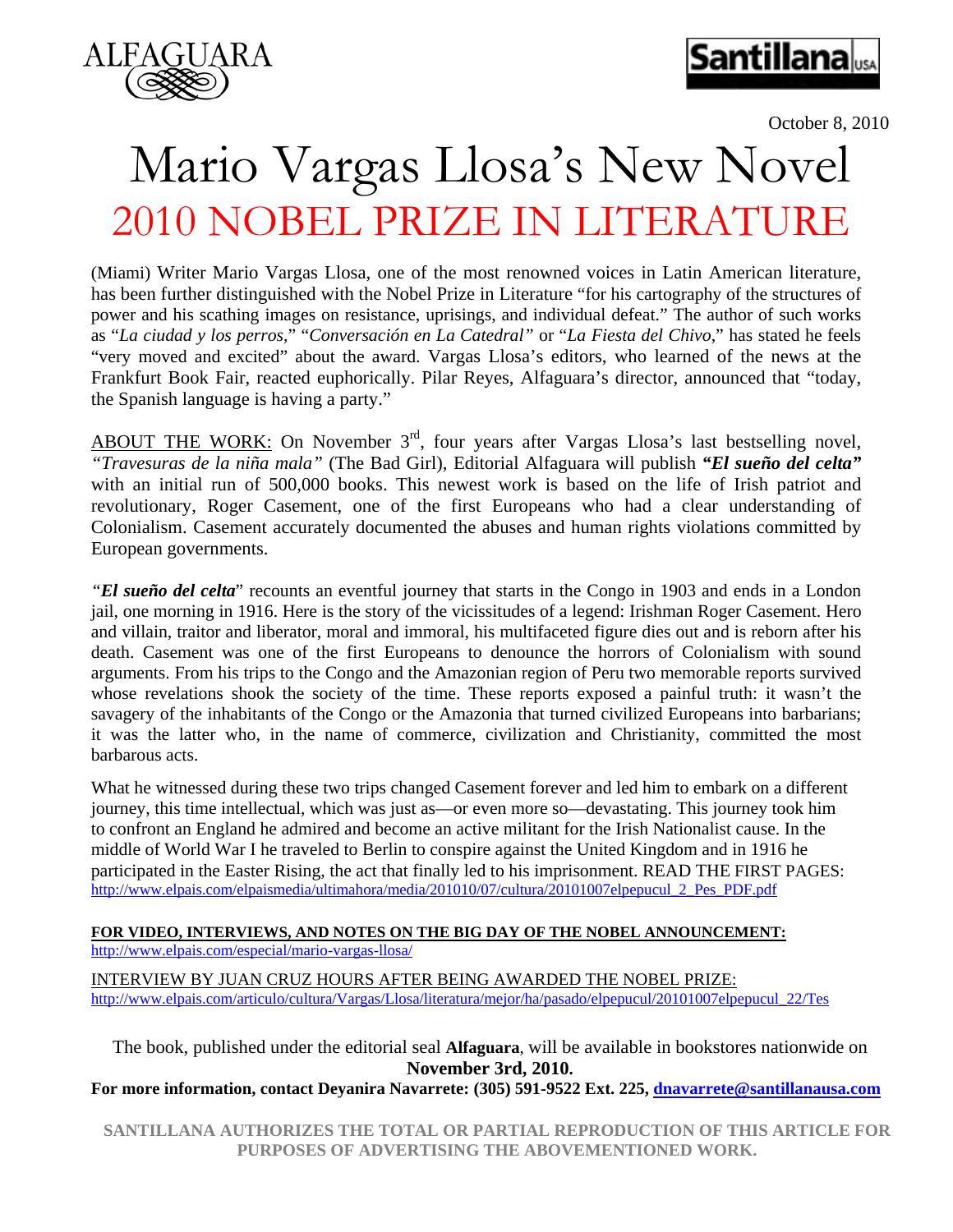ALFAGUARA

Santillana USA

October 8, 2010

# Mario Vargas Llosa's New Novel

## 2010 NOBEL PRIZE IN LITERATURE

(Miami) Writer Mario Vargas Llosa, one of the most renowned voices in Latin American literature, has been further distinguished with the Nobel Prize in Literature "for his cartography of the structures of power and his scathing images on resistance, uprisings, and individual defeat." The author of such works as "*La ciudad y los perros*," "*Conversación en La Catedral"* or "*La Fiesta del Chivo*," has stated he feels "very moved and excited" about the award. Vargas Llosa's editors, who learned of the news at the Frankfurt Book Fair, reacted euphorically. Pilar Reyes, Alfaguara's director, announced that "today, the Spanish language is having a party."

ABOUT THE WORK: On November 3rd, four years after Vargas Llosa's last bestselling novel, *"Travesuras de la niña mala"* (The Bad Girl), Editorial Alfaguara will publish ***"El sueño del celta"*** with an initial run of 500,000 books. This newest work is based on the life of Irish patriot and revolutionary, Roger Casement, one of the first Europeans who had a clear understanding of Colonialism. Casement accurately documented the abuses and human rights violations committed by European governments.

*"**El sueño del celta**"* recounts an eventful journey that starts in the Congo in 1903 and ends in a London jail, one morning in 1916. Here is the story of the vicissitudes of a legend: Irishman Roger Casement. Hero and villain, traitor and liberator, moral and immoral, his multifaceted figure dies out and is reborn after his death. Casement was one of the first Europeans to denounce the horrors of Colonialism with sound arguments. From his trips to the Congo and the Amazonian region of Peru two memorable reports survived whose revelations shook the society of the time. These reports exposed a painful truth: it wasn't the savagery of the inhabitants of the Congo or the Amazonia that turned civilized Europeans into barbarians; it was the latter who, in the name of commerce, civilization and Christianity, committed the most barbarous acts.

What he witnessed during these two trips changed Casement forever and led him to embark on a different journey, this time intellectual, which was just as—or even more so—devastating. This journey took him to confront an England he admired and become an active militant for the Irish Nationalist cause. In the middle of World War I he traveled to Berlin to conspire against the United Kingdom and in 1916 he participated in the Easter Rising, the act that finally led to his imprisonment. READ THE FIRST PAGES: http://www.elpais.com/elpaismedia/ultimahora/media/201010/07/cultura/20101007elpepucul_2_Pes_PDF.pdf

**FOR VIDEO, INTERVIEWS, AND NOTES ON THE BIG DAY OF THE NOBEL ANNOUNCEMENT:**
http://www.elpais.com/especial/mario-vargas-llosa/

INTERVIEW BY JUAN CRUZ HOURS AFTER BEING AWARDED THE NOBEL PRIZE:
http://www.elpais.com/articulo/cultura/Vargas/Llosa/literatura/mejor/ha/pasado/elpepucul/20101007elpepucul_22/Tes

The book, published under the editorial seal **Alfaguara**, will be available in bookstores nationwide on **November 3rd, 2010.**

**For more information, contact Deyanira Navarrete: (305) 591-9522 Ext. 225, dnavarrete@santillanausa.com**

**SANTILLANA AUTHORIZES THE TOTAL OR PARTIAL REPRODUCTION OF THIS ARTICLE FOR PURPOSES OF ADVERTISING THE ABOVEMENTIONED WORK.**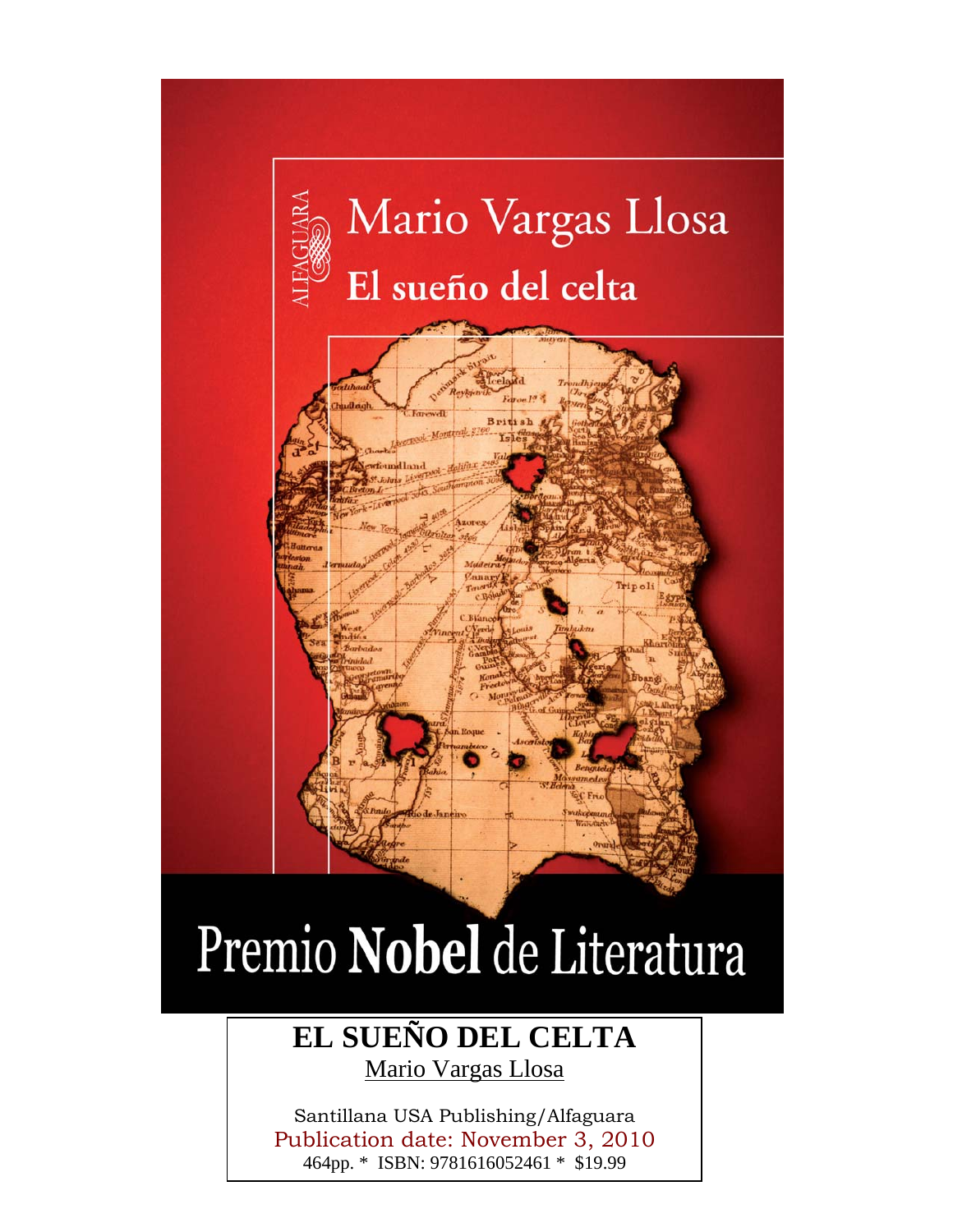Mario Vargas Llosa

El sueño del celta

ALFAGUARA

Premio **Nobel** de Literatura

**EL SUEÑO DEL CELTA**

Mario Vargas Llosa

Santillana USA Publishing/Alfaguara

Publication date: November 3, 2010

464pp. * ISBN: 9781616052461 * $19.99